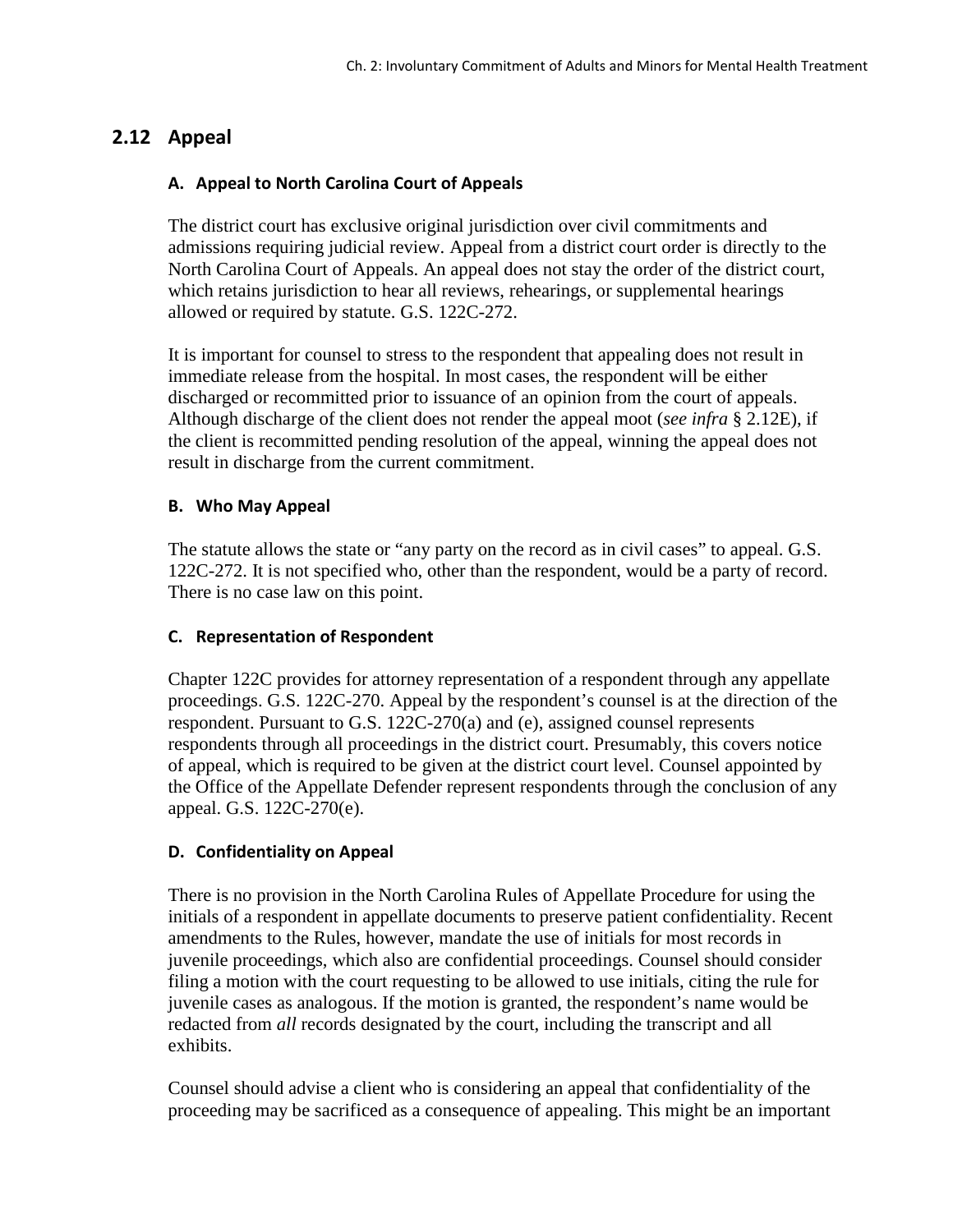## 2.12 Appeal

### A. Appeal to North Carolina Court of Appeals

The district court has exclusive original jurisdiction over civil commitments and admissions requiring judicial review. Appeal from a district court order is directly to the North Carolina Court of Appeals. An appeal does not stay the order of the district court, which retains jurisdiction to hear all reviews, rehearings, or supplemental hearings allowed or required by statute. G.S. 122C-272.

It is important for counsel to stress to the respondent that appealing does not result in immediate release from the hospital. In most cases, the respondent will be either discharged or recommitted prior to issuance of an opinion from the court of appeals. Although discharge of the client does not render the appeal moot (*see infra* § 2.12E), if the client is recommitted pending resolution of the appeal, winning the appeal does not result in discharge from the current commitment.

### B. Who May Appeal

The statute allows the state or "any party on the record as in civil cases" to appeal. G.S. 122C-272. It is not specified who, other than the respondent, would be a party of record. There is no case law on this point.

### C. Representation of Respondent

Chapter 122C provides for attorney representation of a respondent through any appellate proceedings. G.S. 122C-270. Appeal by the respondent's counsel is at the direction of the respondent. Pursuant to G.S. 122C-270(a) and (e), assigned counsel represents respondents through all proceedings in the district court. Presumably, this covers notice of appeal, which is required to be given at the district court level. Counsel appointed by the Office of the Appellate Defender represent respondents through the conclusion of any appeal. G.S. 122C-270(e).

### D. Confidentiality on Appeal

There is no provision in the North Carolina Rules of Appellate Procedure for using the initials of a respondent in appellate documents to preserve patient confidentiality. Recent amendments to the Rules, however, mandate the use of initials for most records in juvenile proceedings, which also are confidential proceedings. Counsel should consider filing a motion with the court requesting to be allowed to use initials, citing the rule for juvenile cases as analogous. If the motion is granted, the respondent's name would be redacted from *all* records designated by the court, including the transcript and all exhibits.

Counsel should advise a client who is considering an appeal that confidentiality of the proceeding may be sacrificed as a consequence of appealing. This might be an important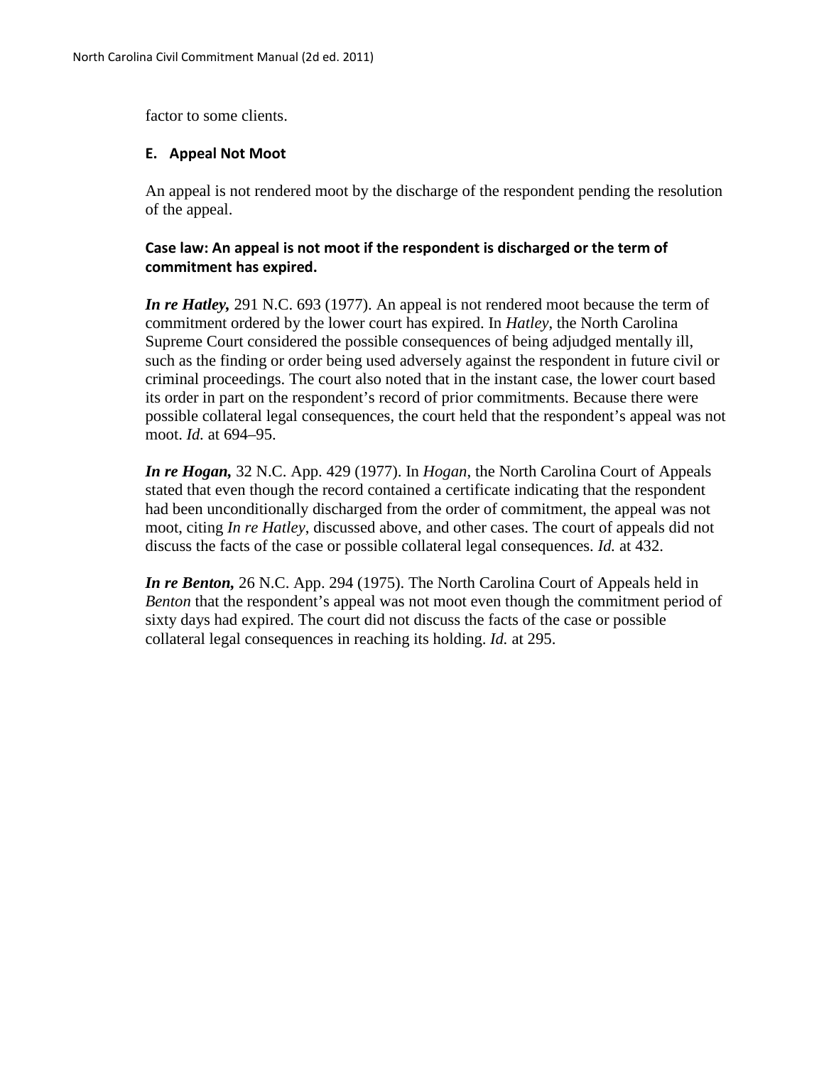factor to some clients.

### E. Appeal Not Moot

An appeal is not rendered moot by the discharge of the respondent pending the resolution of the appeal.

#### Case law: An appeal is not moot if the respondent is discharged or the term of commitment has expired.

***In re Hatley,*** 291 N.C. 693 (1977). An appeal is not rendered moot because the term of commitment ordered by the lower court has expired. In *Hatley*, the North Carolina Supreme Court considered the possible consequences of being adjudged mentally ill, such as the finding or order being used adversely against the respondent in future civil or criminal proceedings. The court also noted that in the instant case, the lower court based its order in part on the respondent's record of prior commitments. Because there were possible collateral legal consequences, the court held that the respondent's appeal was not moot. *Id.* at 694–95.

***In re Hogan,*** 32 N.C. App. 429 (1977). In *Hogan*, the North Carolina Court of Appeals stated that even though the record contained a certificate indicating that the respondent had been unconditionally discharged from the order of commitment, the appeal was not moot, citing *In re Hatley*, discussed above, and other cases. The court of appeals did not discuss the facts of the case or possible collateral legal consequences. *Id.* at 432.

***In re Benton,*** 26 N.C. App. 294 (1975). The North Carolina Court of Appeals held in *Benton* that the respondent's appeal was not moot even though the commitment period of sixty days had expired. The court did not discuss the facts of the case or possible collateral legal consequences in reaching its holding. *Id.* at 295.